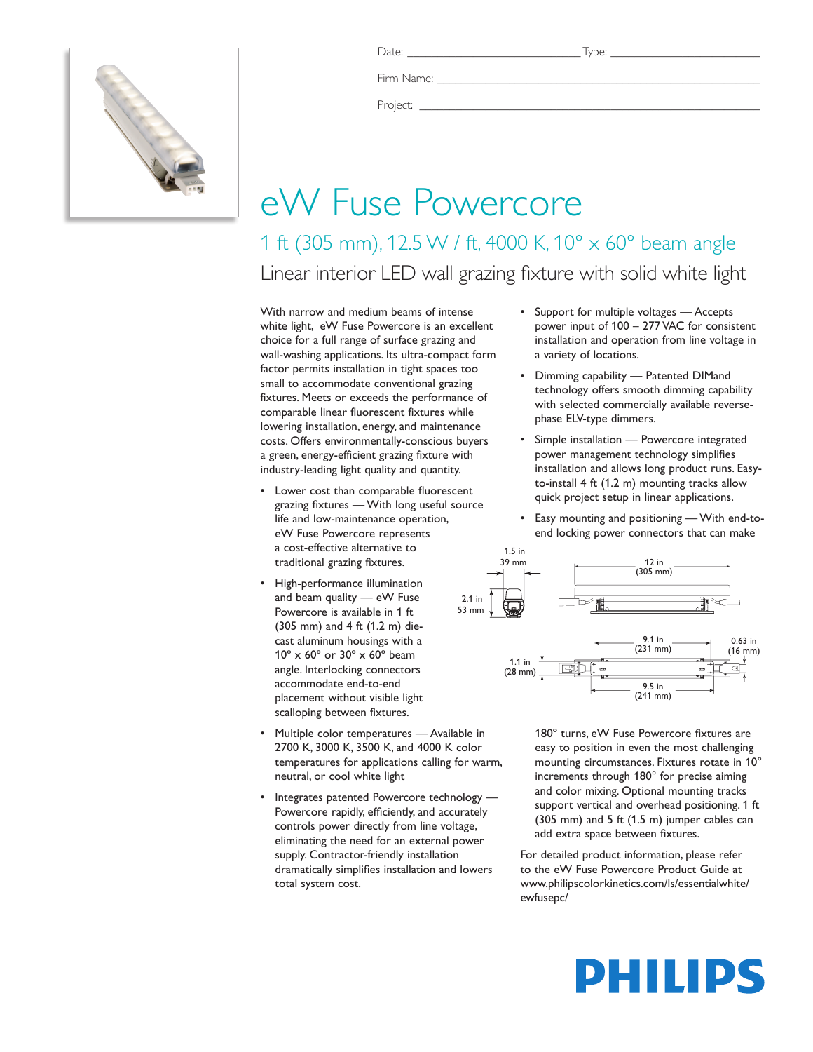Date: ____________________________ Type: ____________________________

Firm Name: ____________________________________________________

Project: ______________________________________________________

# eW Fuse Powercore

## 1 ft (305 mm), 12.5 W / ft, 4000 K, 10° x 60° beam angle

### Linear interior LED wall grazing fixture with solid white light

With narrow and medium beams of intense white light, eW Fuse Powercore is an excellent choice for a full range of surface grazing and wall-washing applications. Its ultra-compact form factor permits installation in tight spaces too small to accommodate conventional grazing fixtures. Meets or exceeds the performance of comparable linear fluorescent fixtures while lowering installation, energy, and maintenance costs. Offers environmentally-conscious buyers a green, energy-efficient grazing fixture with industry-leading light quality and quantity.

- Lower cost than comparable fluorescent grazing fixtures — With long useful source life and low-maintenance operation, eW Fuse Powercore represents a cost-effective alternative to traditional grazing fixtures.
- High-performance illumination and beam quality — eW Fuse Powercore is available in 1 ft (305 mm) and 4 ft (1.2 m) die-cast aluminum housings with a 10° x 60° or 30° x 60° beam angle. Interlocking connectors accommodate end-to-end placement without visible light scalloping between fixtures.
- Multiple color temperatures — Available in 2700 K, 3000 K, 3500 K, and 4000 K color temperatures for applications calling for warm, neutral, or cool white light
- Integrates patented Powercore technology — Powercore rapidly, efficiently, and accurately controls power directly from line voltage, eliminating the need for an external power supply. Contractor-friendly installation dramatically simplifies installation and lowers total system cost.
- Support for multiple voltages — Accepts power input of 100 – 277 VAC for consistent installation and operation from line voltage in a variety of locations.
- Dimming capability — Patented DIMand technology offers smooth dimming capability with selected commercially available reverse-phase ELV-type dimmers.
- Simple installation — Powercore integrated power management technology simplifies installation and allows long product runs. Easy-to-install 4 ft (1.2 m) mounting tracks allow quick project setup in linear applications.
- Easy mounting and positioning — With end-to-end locking power connectors that can make 180° turns, eW Fuse Powercore fixtures are easy to position in even the most challenging mounting circumstances. Fixtures rotate in 10° increments through 180° for precise aiming and color mixing. Optional mounting tracks support vertical and overhead positioning. 1 ft (305 mm) and 5 ft (1.5 m) jumper cables can add extra space between fixtures.

1.5 in (39 mm) | 2.1 in (53 mm) | 12 in (305 mm) | 9.1 in (231 mm) | 0.63 in (16 mm) | 1.1 in (28 mm) | 9.5 in (241 mm)

For detailed product information, please refer to the eW Fuse Powercore Product Guide at www.philipscolorkinetics.com/ls/essentialwhite/ewfusepc/

PHILIPS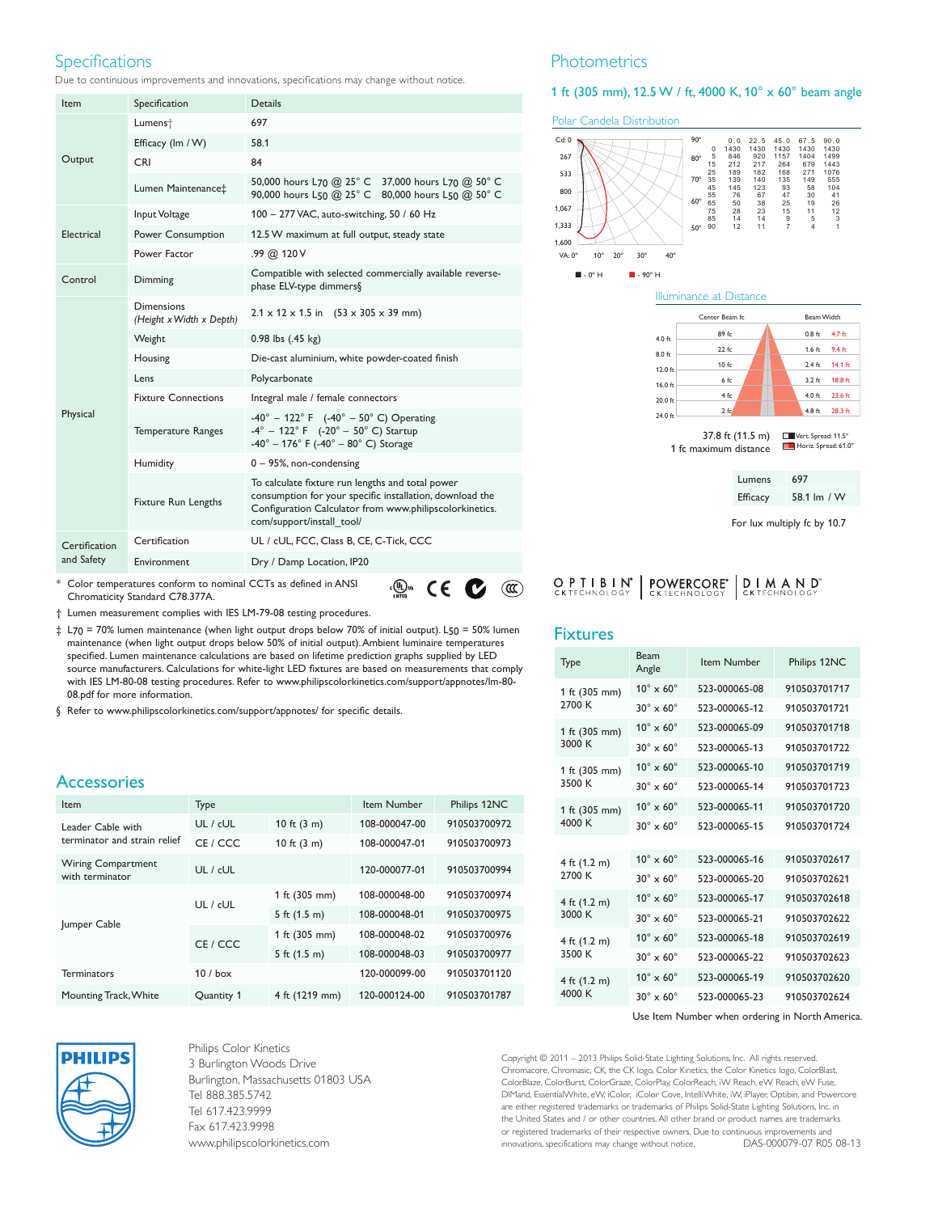## Specifications

Due to continuous improvements and innovations, specifications may change without notice.

| Item | Specification | Details |
|---|---|---|
| Output | Lumens† | 697 |
| | Efficacy (lm / W) | 58.1 |
| | CRI | 84 |
| | Lumen Maintenance‡ | 50,000 hours $L_{70}$ @ 25° C 37,000 hours $L_{70}$ @ 50° C<br>90,000 hours $L_{50}$ @ 25° C 80,000 hours $L_{50}$ @ 50° C |
| Electrical | Input Voltage | 100 – 277 VAC, auto-switching, 50 / 60 Hz |
| | Power Consumption | 12.5 W maximum at full output, steady state |
| | Power Factor | .99 @ 120 V |
| Control | Dimming | Compatible with selected commercially available reverse-phase ELV-type dimmers§ |
| Physical | Dimensions (Height x Width x Depth) | 2.1 x 12 x 1.5 in (53 x 305 x 39 mm) |
| | Weight | 0.98 lbs (.45 kg) |
| | Housing | Die-cast aluminium, white powder-coated finish |
| | Lens | Polycarbonate |
| | Fixture Connections | Integral male / female connectors |
| | Temperature Ranges | -40° – 122° F (-40° – 50° C) Operating<br>-4° – 122° F (-20° – 50° C) Startup<br>-40° – 176° F (-40° – 80° C) Storage |
| | Humidity | 0 – 95%, non-condensing |
| | Fixture Run Lengths | To calculate fixture run lengths and total power consumption for your specific installation, download the Configuration Calculator from www.philipscolorkinetics.com/support/install_tool/ |
| Certification and Safety | Certification | UL / cUL, FCC, Class B, CE, C-Tick, CCC |
| | Environment | Dry / Damp Location, IP20 |

\* Color temperatures conform to nominal CCTs as defined in ANSI Chromaticity Standard C78.377A.

† Lumen measurement complies with IES LM-79-08 testing procedures.

‡ $L_{70}$ = 70% lumen maintenance (when light output drops below 70% of initial output). $L_{50}$ = 50% lumen maintenance (when light output drops below 50% of initial output). Ambient luminaire temperatures specified. Lumen maintenance calculations are based on lifetime prediction graphs supplied by LED source manufacturers. Calculations for white-light LED fixtures are based on measurements that comply with IES LM-80-08 testing procedures. Refer to www.philipscolorkinetics.com/support/appnotes/lm-80-08.pdf for more information.

§ Refer to www.philipscolorkinetics.com/support/appnotes/ for specific details.

## Accessories

| Item | Type | | Item Number | Philips 12NC |
|---|---|---|---|---|
| Leader Cable with terminator and strain relief | UL / cUL | 10 ft (3 m) | 108-000047-00 | 910503700972 |
| | CE / CCC | 10 ft (3 m) | 108-000047-01 | 910503700973 |
| Wiring Compartment with terminator | UL / cUL | | 120-000077-01 | 910503700994 |
| Jumper Cable | UL / cUL | 1 ft (305 mm) | 108-000048-00 | 910503700974 |
| | | 5 ft (1.5 m) | 108-000048-01 | 910503700975 |
| | CE / CCC | 1 ft (305 mm) | 108-000048-02 | 910503700976 |
| | | 5 ft (1.5 m) | 108-000048-03 | 910503700977 |
| Terminators | 10 / box | | 120-000099-00 | 910503701120 |
| Mounting Track, White | Quantity 1 | 4 ft (1219 mm) | 120-000124-00 | 910503701787 |

## Photometrics

### 1 ft (305 mm), 12.5 W / ft, 4000 K, 10° x 60° beam angle

Polar Candela Distribution

Cd: 0
267
533
800
1,067
1,333
1,600
VA: 0° 10° 20° 30° 40°
90° 80° 70° 60° 50°

0.0 22.5 45.0 67.5 90.0
0 1430 1430 1430 1430 1430
5 846 920 1157 1404 1499
15 212 217 264 679 1443
25 189 182 168 271 1076
35 139 140 135 149 555
45 145 123 93 58 104
55 76 67 47 30 41
65 50 38 25 19 26
75 28 23 15 11 12
85 14 14 9 5 3
90 12 11 7 4 1

■ - 0° H ■ - 90° H

Illuminance at Distance

Center Beam fc | Beam Width

4.0 ft 89 fc 0.8 ft 4.7 ft
8.0 ft 22 fc 1.6 ft 9.4 ft
12.0 ft 10 fc 2.4 ft 14.1 ft
16.0 ft 6 fc 3.2 ft 18.8 ft
20.0 ft 4 fc 4.0 ft 23.6 ft
24.0 ft 2 fc 4.8 ft 28.3 ft

37.8 ft (11.5 m)
1 fc maximum distance

Vert. Spread: 11.5°
Horiz. Spread: 61.0°

| | |
|---|---|
| Lumens | 697 |
| Efficacy | 58.1 lm / W |

For lux multiply fc by 10.7

OPTIBIN CK TECHNOLOGY | POWERCORE CK TECHNOLOGY | DIMAND CK TECHNOLOGY

## Fixtures

| Type | Beam Angle | Item Number | Philips 12NC |
|---|---|---|---|
| 1 ft (305 mm) 2700 K | 10° x 60° | 523-000065-08 | 910503701717 |
| | 30° x 60° | 523-000065-12 | 910503701721 |
| 1 ft (305 mm) 3000 K | 10° x 60° | 523-000065-09 | 910503701718 |
| | 30° x 60° | 523-000065-13 | 910503701722 |
| 1 ft (305 mm) 3500 K | 10° x 60° | 523-000065-10 | 910503701719 |
| | 30° x 60° | 523-000065-14 | 910503701723 |
| 1 ft (305 mm) 4000 K | 10° x 60° | 523-000065-11 | 910503701720 |
| | 30° x 60° | 523-000065-15 | 910503701724 |
| 4 ft (1.2 m) 2700 K | 10° x 60° | 523-000065-16 | 910503702617 |
| | 30° x 60° | 523-000065-20 | 910503702621 |
| 4 ft (1.2 m) 3000 K | 10° x 60° | 523-000065-17 | 910503702618 |
| | 30° x 60° | 523-000065-21 | 910503702622 |
| 4 ft (1.2 m) 3500 K | 10° x 60° | 523-000065-18 | 910503702619 |
| | 30° x 60° | 523-000065-22 | 910503702623 |
| 4 ft (1.2 m) 4000 K | 10° x 60° | 523-000065-19 | 910503702620 |
| | 30° x 60° | 523-000065-23 | 910503702624 |

Use Item Number when ordering in North America.

PHILIPS

Philips Color Kinetics
3 Burlington Woods Drive
Burlington, Massachusetts 01803 USA
Tel 888.385.5742
Tel 617.423.9999
Fax 617.423.9998
www.philipscolorkinetics.com

Copyright © 2011 – 2013 Philips Solid-State Lighting Solutions, Inc. All rights reserved. Chromacore, Chromasic, CK, the CK logo, Color Kinetics, the Color Kinetics logo, ColorBlast, ColorBlaze, ColorBurst, ColorGraze, ColorPlay, ColorReach, iW Reach, eW Reach, eW Fuse, DIMand, EssentialWhite, eW, iColor, iColor Cove, IntelliWhite, iW, iPlayer, Optibin, and Powercore are either registered trademarks or trademarks of Philips Solid-State Lighting Solutions, Inc. in the United States and / or other countries. All other brand or product names are trademarks or registered trademarks of their respective owners. Due to continuous improvements and innovations, specifications may change without notice. DAS-000079-07 R05 08-13